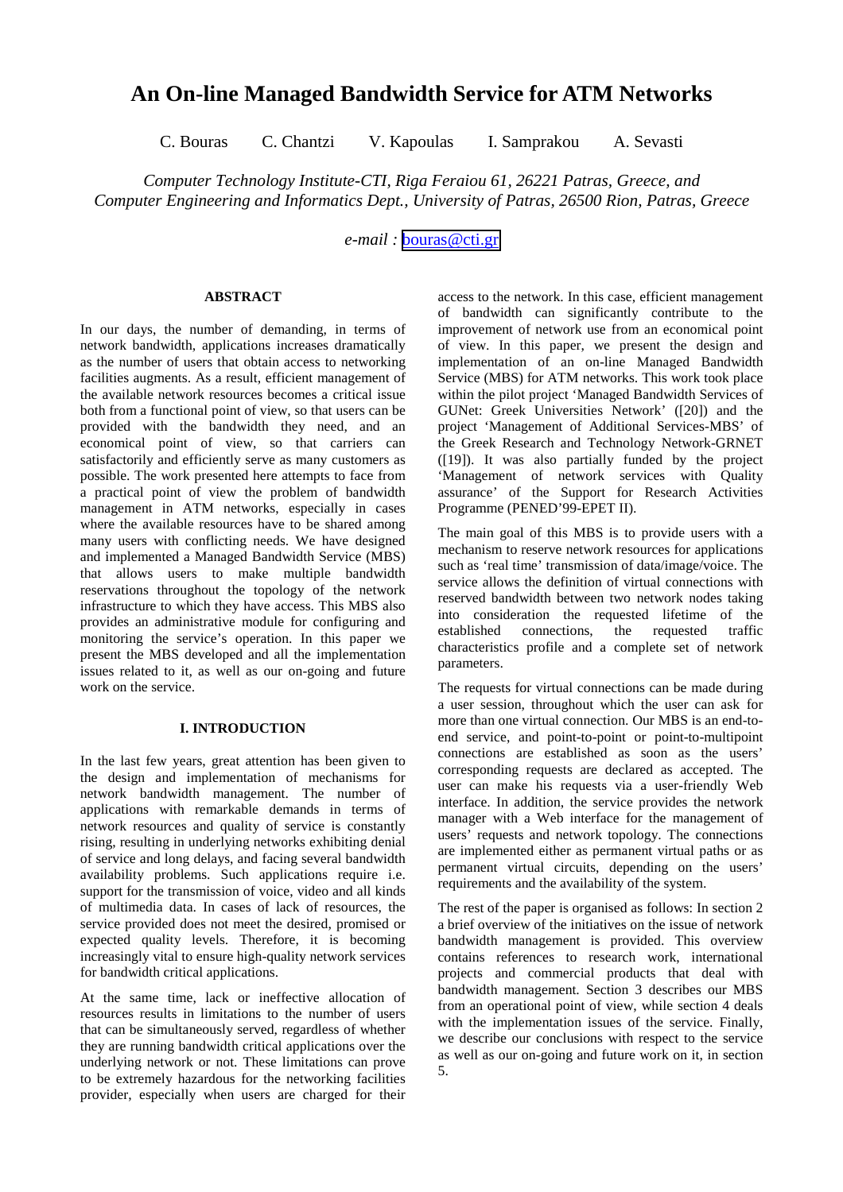# An On-line Managed Bandwidth Service for ATM Networks

C. Bouras C. Chantzi V. Kapoulas I. Samprakou A. Sevasti

*Computer Technology Institute-CTI, Riga Feraiou 61, 26221 Patras, Greece, and Computer Engineering and Informatics Dept., University of Patras, 26500 Rion, Patras, Greece*

*e-mail :* bouras@cti.gr

### ABSTRACT

In our days, the number of demanding, in terms of network bandwidth, applications increases dramatically as the number of users that obtain access to networking facilities augments. As a result, efficient management of the available network resources becomes a critical issue both from a functional point of view, so that users can be provided with the bandwidth they need, and an economical point of view, so that carriers can satisfactorily and efficiently serve as many customers as possible. The work presented here attempts to face from a practical point of view the problem of bandwidth management in ATM networks, especially in cases where the available resources have to be shared among many users with conflicting needs. We have designed and implemented a Managed Bandwidth Service (MBS) that allows users to make multiple bandwidth reservations throughout the topology of the network infrastructure to which they have access. This MBS also provides an administrative module for configuring and monitoring the service's operation. In this paper we present the MBS developed and all the implementation issues related to it, as well as our on-going and future work on the service.

### I. INTRODUCTION

In the last few years, great attention has been given to the design and implementation of mechanisms for network bandwidth management. The number of applications with remarkable demands in terms of network resources and quality of service is constantly rising, resulting in underlying networks exhibiting denial of service and long delays, and facing several bandwidth availability problems. Such applications require i.e. support for the transmission of voice, video and all kinds of multimedia data. In cases of lack of resources, the service provided does not meet the desired, promised or expected quality levels. Therefore, it is becoming increasingly vital to ensure high-quality network services for bandwidth critical applications.

At the same time, lack or ineffective allocation of resources results in limitations to the number of users that can be simultaneously served, regardless of whether they are running bandwidth critical applications over the underlying network or not. These limitations can prove to be extremely hazardous for the networking facilities provider, especially when users are charged for their access to the network. In this case, efficient management of bandwidth can significantly contribute to the improvement of network use from an economical point of view. In this paper, we present the design and implementation of an on-line Managed Bandwidth Service (MBS) for ATM networks. This work took place within the pilot project 'Managed Bandwidth Services of GUNet: Greek Universities Network' ([20]) and the project 'Management of Additional Services-MBS' of the Greek Research and Technology Network-GRNET ([19]). It was also partially funded by the project 'Management of network services with Quality assurance' of the Support for Research Activities Programme (PENED'99-EPET II).

The main goal of this MBS is to provide users with a mechanism to reserve network resources for applications such as 'real time' transmission of data/image/voice. The service allows the definition of virtual connections with reserved bandwidth between two network nodes taking into consideration the requested lifetime of the established connections, the requested traffic characteristics profile and a complete set of network parameters.

The requests for virtual connections can be made during a user session, throughout which the user can ask for more than one virtual connection. Our MBS is an end-to-end service, and point-to-point or point-to-multipoint connections are established as soon as the users' corresponding requests are declared as accepted. The user can make his requests via a user-friendly Web interface. In addition, the service provides the network manager with a Web interface for the management of users' requests and network topology. The connections are implemented either as permanent virtual paths or as permanent virtual circuits, depending on the users' requirements and the availability of the system.

The rest of the paper is organised as follows: In section 2 a brief overview of the initiatives on the issue of network bandwidth management is provided. This overview contains references to research work, international projects and commercial products that deal with bandwidth management. Section 3 describes our MBS from an operational point of view, while section 4 deals with the implementation issues of the service. Finally, we describe our conclusions with respect to the service as well as our on-going and future work on it, in section 5.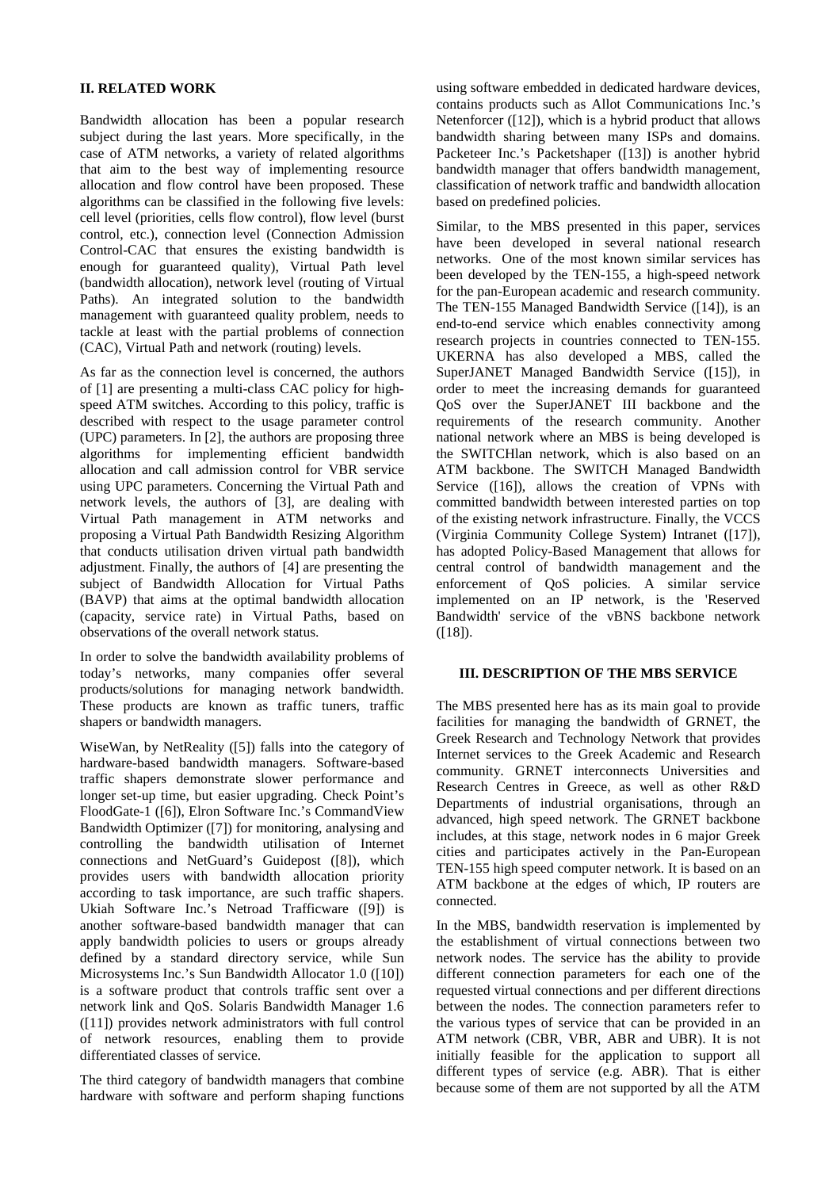## II. RELATED WORK

Bandwidth allocation has been a popular research subject during the last years. More specifically, in the case of ATM networks, a variety of related algorithms that aim to the best way of implementing resource allocation and flow control have been proposed. These algorithms can be classified in the following five levels: cell level (priorities, cells flow control), flow level (burst control, etc.), connection level (Connection Admission Control-CAC that ensures the existing bandwidth is enough for guaranteed quality), Virtual Path level (bandwidth allocation), network level (routing of Virtual Paths). An integrated solution to the bandwidth management with guaranteed quality problem, needs to tackle at least with the partial problems of connection (CAC), Virtual Path and network (routing) levels.

As far as the connection level is concerned, the authors of [1] are presenting a multi-class CAC policy for high-speed ATM switches. According to this policy, traffic is described with respect to the usage parameter control (UPC) parameters. In [2], the authors are proposing three algorithms for implementing efficient bandwidth allocation and call admission control for VBR service using UPC parameters. Concerning the Virtual Path and network levels, the authors of [3], are dealing with Virtual Path management in ATM networks and proposing a Virtual Path Bandwidth Resizing Algorithm that conducts utilisation driven virtual path bandwidth adjustment. Finally, the authors of [4] are presenting the subject of Bandwidth Allocation for Virtual Paths (BAVP) that aims at the optimal bandwidth allocation (capacity, service rate) in Virtual Paths, based on observations of the overall network status.

In order to solve the bandwidth availability problems of today's networks, many companies offer several products/solutions for managing network bandwidth. These products are known as traffic tuners, traffic shapers or bandwidth managers.

WiseWan, by NetReality ([5]) falls into the category of hardware-based bandwidth managers. Software-based traffic shapers demonstrate slower performance and longer set-up time, but easier upgrading. Check Point's FloodGate-1 ([6]), Elron Software Inc.'s CommandView Bandwidth Optimizer ([7]) for monitoring, analysing and controlling the bandwidth utilisation of Internet connections and NetGuard's Guidepost ([8]), which provides users with bandwidth allocation priority according to task importance, are such traffic shapers. Ukiah Software Inc.'s Netroad Trafficware ([9]) is another software-based bandwidth manager that can apply bandwidth policies to users or groups already defined by a standard directory service, while Sun Microsystems Inc.'s Sun Bandwidth Allocator 1.0 ([10]) is a software product that controls traffic sent over a network link and QoS. Solaris Bandwidth Manager 1.6 ([11]) provides network administrators with full control of network resources, enabling them to provide differentiated classes of service.

The third category of bandwidth managers that combine hardware with software and perform shaping functions using software embedded in dedicated hardware devices, contains products such as Allot Communications Inc.'s Netenforcer ([12]), which is a hybrid product that allows bandwidth sharing between many ISPs and domains. Packeteer Inc.'s Packetshaper ([13]) is another hybrid bandwidth manager that offers bandwidth management, classification of network traffic and bandwidth allocation based on predefined policies.

Similar, to the MBS presented in this paper, services have been developed in several national research networks. One of the most known similar services has been developed by the TEN-155, a high-speed network for the pan-European academic and research community. The TEN-155 Managed Bandwidth Service ([14]), is an end-to-end service which enables connectivity among research projects in countries connected to TEN-155. UKERNA has also developed a MBS, called the SuperJANET Managed Bandwidth Service ([15]), in order to meet the increasing demands for guaranteed QoS over the SuperJANET III backbone and the requirements of the research community. Another national network where an MBS is being developed is the SWITCHlan network, which is also based on an ATM backbone. The SWITCH Managed Bandwidth Service ([16]), allows the creation of VPNs with committed bandwidth between interested parties on top of the existing network infrastructure. Finally, the VCCS (Virginia Community College System) Intranet ([17]), has adopted Policy-Based Management that allows for central control of bandwidth management and the enforcement of QoS policies. A similar service implemented on an IP network, is the 'Reserved Bandwidth' service of the vBNS backbone network ([18]).

## III. DESCRIPTION OF THE MBS SERVICE

The MBS presented here has as its main goal to provide facilities for managing the bandwidth of GRNET, the Greek Research and Technology Network that provides Internet services to the Greek Academic and Research community. GRNET interconnects Universities and Research Centres in Greece, as well as other R&D Departments of industrial organisations, through an advanced, high speed network. The GRNET backbone includes, at this stage, network nodes in 6 major Greek cities and participates actively in the Pan-European TEN-155 high speed computer network. It is based on an ATM backbone at the edges of which, IP routers are connected.

In the MBS, bandwidth reservation is implemented by the establishment of virtual connections between two network nodes. The service has the ability to provide different connection parameters for each one of the requested virtual connections and per different directions between the nodes. The connection parameters refer to the various types of service that can be provided in an ATM network (CBR, VBR, ABR and UBR). It is not initially feasible for the application to support all different types of service (e.g. ABR). That is either because some of them are not supported by all the ATM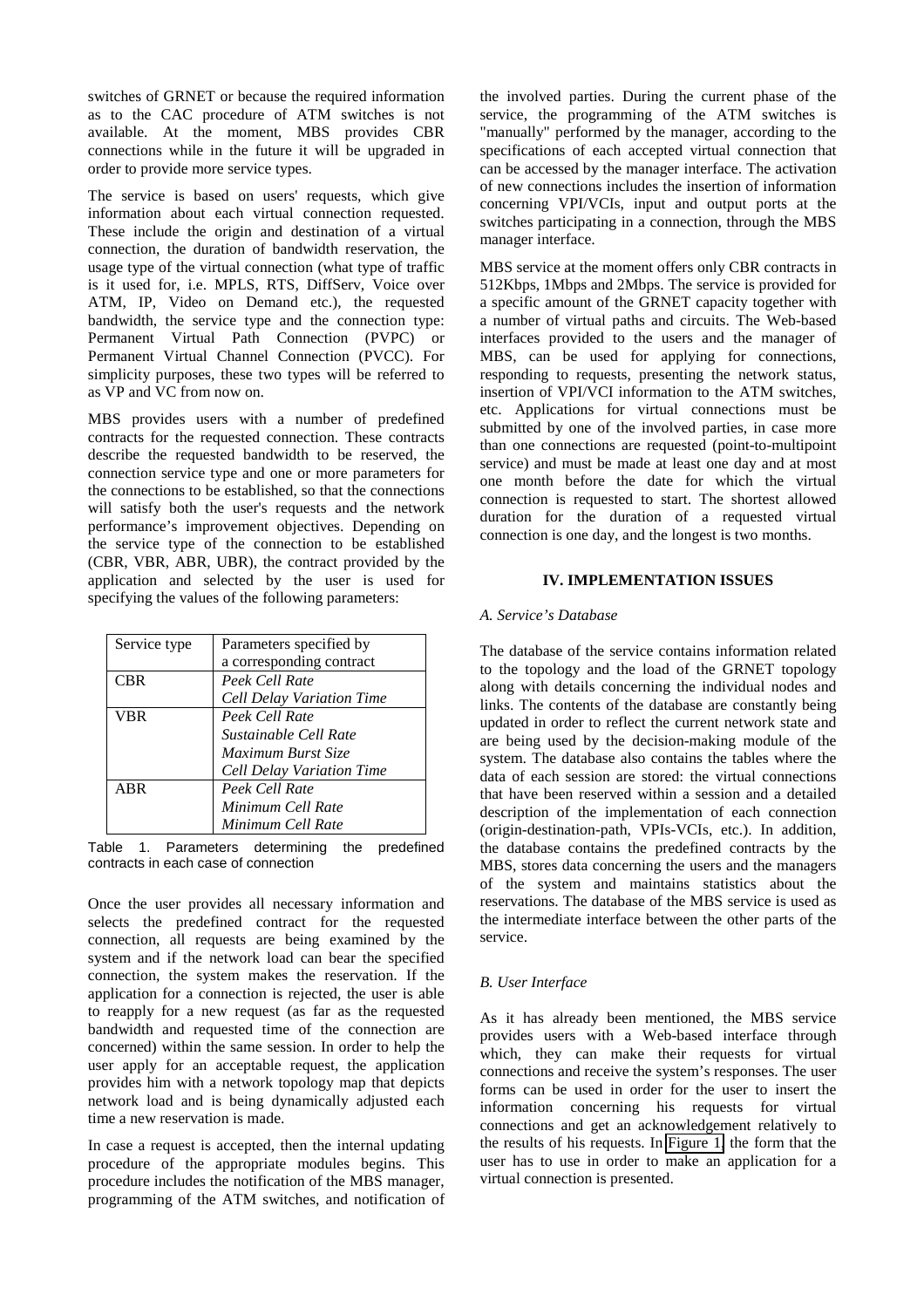switches of GRNET or because the required information as to the CAC procedure of ATM switches is not available. At the moment, MBS provides CBR connections while in the future it will be upgraded in order to provide more service types.

The service is based on users' requests, which give information about each virtual connection requested. These include the origin and destination of a virtual connection, the duration of bandwidth reservation, the usage type of the virtual connection (what type of traffic is it used for, i.e. MPLS, RTS, DiffServ, Voice over ATM, IP, Video on Demand etc.), the requested bandwidth, the service type and the connection type: Permanent Virtual Path Connection (PVPC) or Permanent Virtual Channel Connection (PVCC). For simplicity purposes, these two types will be referred to as VP and VC from now on.

MBS provides users with a number of predefined contracts for the requested connection. These contracts describe the requested bandwidth to be reserved, the connection service type and one or more parameters for the connections to be established, so that the connections will satisfy both the user's requests and the network performance's improvement objectives. Depending on the service type of the connection to be established (CBR, VBR, ABR, UBR), the contract provided by the application and selected by the user is used for specifying the values of the following parameters:

| Service type | Parameters specified by a corresponding contract |
|---|---|
| CBR | *Peek Cell Rate*<br>*Cell Delay Variation Time* |
| VBR | *Peek Cell Rate*<br>*Sustainable Cell Rate*<br>*Maximum Burst Size*<br>*Cell Delay Variation Time* |
| ABR | *Peek Cell Rate*<br>*Minimum Cell Rate*<br>*Minimum Cell Rate* |

Table 1. Parameters determining the predefined contracts in each case of connection

Once the user provides all necessary information and selects the predefined contract for the requested connection, all requests are being examined by the system and if the network load can bear the specified connection, the system makes the reservation. If the application for a connection is rejected, the user is able to reapply for a new request (as far as the requested bandwidth and requested time of the connection are concerned) within the same session. In order to help the user apply for an acceptable request, the application provides him with a network topology map that depicts network load and is being dynamically adjusted each time a new reservation is made.

In case a request is accepted, then the internal updating procedure of the appropriate modules begins. This procedure includes the notification of the MBS manager, programming of the ATM switches, and notification of the involved parties. During the current phase of the service, the programming of the ATM switches is "manually" performed by the manager, according to the specifications of each accepted virtual connection that can be accessed by the manager interface. The activation of new connections includes the insertion of information concerning VPI/VCIs, input and output ports at the switches participating in a connection, through the MBS manager interface.

MBS service at the moment offers only CBR contracts in 512Kbps, 1Mbps and 2Mbps. The service is provided for a specific amount of the GRNET capacity together with a number of virtual paths and circuits. The Web-based interfaces provided to the users and the manager of MBS, can be used for applying for connections, responding to requests, presenting the network status, insertion of VPI/VCI information to the ATM switches, etc. Applications for virtual connections must be submitted by one of the involved parties, in case more than one connections are requested (point-to-multipoint service) and must be made at least one day and at most one month before the date for which the virtual connection is requested to start. The shortest allowed duration for the duration of a requested virtual connection is one day, and the longest is two months.

## IV. IMPLEMENTATION ISSUES

### *A. Service's Database*

The database of the service contains information related to the topology and the load of the GRNET topology along with details concerning the individual nodes and links. The contents of the database are constantly being updated in order to reflect the current network state and are being used by the decision-making module of the system. The database also contains the tables where the data of each session are stored: the virtual connections that have been reserved within a session and a detailed description of the implementation of each connection (origin-destination-path, VPIs-VCIs, etc.). In addition, the database contains the predefined contracts by the MBS, stores data concerning the users and the managers of the system and maintains statistics about the reservations. The database of the MBS service is used as the intermediate interface between the other parts of the service.

### *B. User Interface*

As it has already been mentioned, the MBS service provides users with a Web-based interface through which, they can make their requests for virtual connections and receive the system's responses. The user forms can be used in order for the user to insert the information concerning his requests for virtual connections and get an acknowledgement relatively to the results of his requests. In Figure 1, the form that the user has to use in order to make an application for a virtual connection is presented.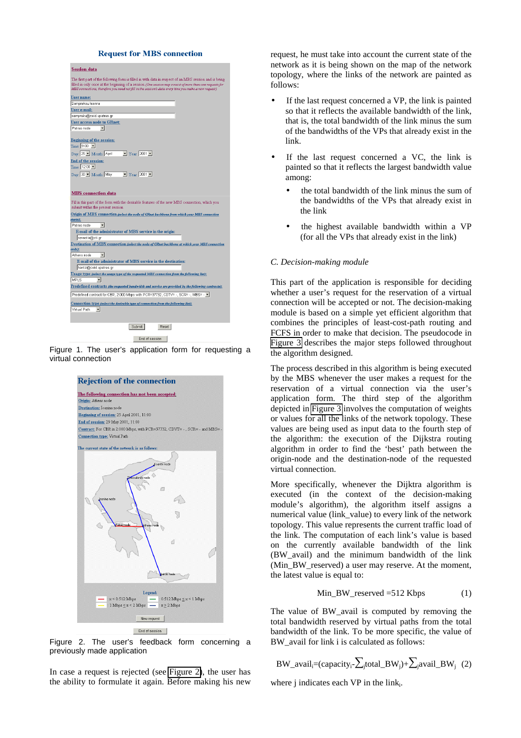Figure 1. The user's application form for requesting a virtual connection

Figure 2. The user's feedback form concerning a previously made application

In case a request is rejected (see Figure 2), the user has the ability to formulate it again. Before making his new request, he must take into account the current state of the network as it is being shown on the map of the network topology, where the links of the network are painted as follows:

- If the last request concerned a VP, the link is painted so that it reflects the available bandwidth of the link, that is, the total bandwidth of the link minus the sum of the bandwidths of the VPs that already exist in the link.
- If the last request concerned a VC, the link is painted so that it reflects the largest bandwidth value among:
  - the total bandwidth of the link minus the sum of the bandwidths of the VPs that already exist in the link
  - the highest available bandwidth within a VP (for all the VPs that already exist in the link)

*C. Decision-making module*

This part of the application is responsible for deciding whether a user's request for the reservation of a virtual connection will be accepted or not. The decision-making module is based on a simple yet efficient algorithm that combines the principles of least-cost-path routing and FCFS in order to make that decision. The pseudocode in Figure 3 describes the major steps followed throughout the algorithm designed.

The process described in this algorithm is being executed by the MBS whenever the user makes a request for the reservation of a virtual connection via the user's application form. The third step of the algorithm depicted in Figure 3 involves the computation of weights or values for all the links of the network topology. These values are being used as input data to the fourth step of the algorithm: the execution of the Dijkstra routing algorithm in order to find the 'best' path between the origin-node and the destination-node of the requested virtual connection.

More specifically, whenever the Dijktra algorithm is executed (in the context of the decision-making module's algorithm), the algorithm itself assigns a numerical value (link_value) to every link of the network topology. This value represents the current traffic load of the link. The computation of each link's value is based on the currently available bandwidth of the link (BW_avail) and the minimum bandwidth of the link (Min_BW_reserved) a user may reserve. At the moment, the latest value is equal to:

$$\text{Min\_BW\_reserved} = 512 \text{ Kbps} \quad (1)$$

The value of BW_avail is computed by removing the total bandwidth reserved by virtual paths from the total bandwidth of the link. To be more specific, the value of BW_avail for link i is calculated as follows:

$$\text{BW\_avail}_i = (\text{capacity}_i - \textstyle\sum_j \text{total\_BW}_j) + \sum_j \text{avail\_BW}_j \quad (2)$$

where j indicates each VP in the $\text{link}_i$.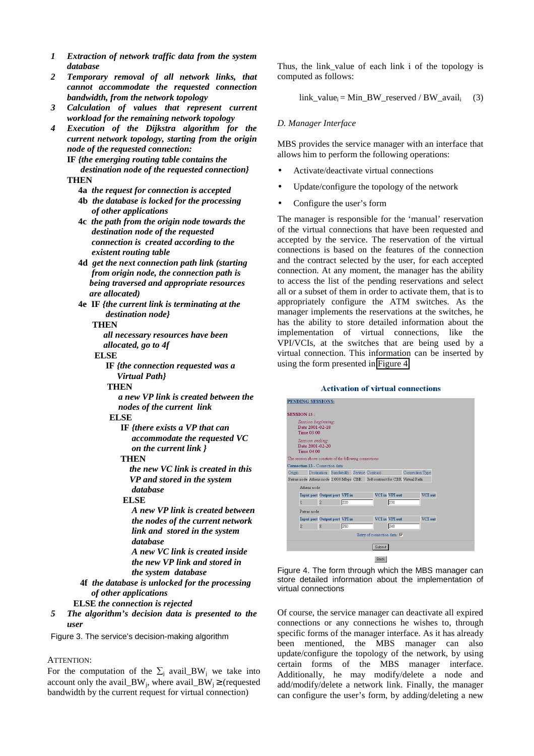1. ***Extraction of network traffic data from the system database***
2. ***Temporary removal of all network links, that cannot accommodate the requested connection bandwidth, from the network topology***
3. ***Calculation of values that represent current workload for the remaining network topology***
4. ***Execution of the Dijkstra algorithm for the current network topology, starting from the origin node of the requested connection:***

   **IF** *{the emerging routing table contains the destination node of the requested connection}*

   **THEN**

   **4a** *the request for connection is accepted*

   **4b** *the database is locked for the processing of other applications*

   **4c** *the path from the origin node towards the destination node of the requested connection is created according to the existent routing table*

   **4d** *get the next connection path link (starting from origin node, the connection path is being traversed and appropriate resources are allocated)*

   **4e IF** *{the current link is terminating at the destination node}*

   **THEN**

   *all necessary resources have been allocated, go to 4f*

   **ELSE**

   **IF** *{the connection requested was a Virtual Path}*

   **THEN**

   *a new VP link is created between the nodes of the current link*

   **ELSE**

   **IF** *{there exists a VP that can accommodate the requested VC on the current link }*

   **THEN**

   *the new VC link is created in this VP and stored in the system database*

   **ELSE**

   *A new VP link is created between the nodes of the current network link and stored in the system database*

   *A new VC link is created inside the new VP link and stored in the system database*

   **4f** *the database is unlocked for the processing of other applications*

   **ELSE** *the connection is rejected*

5. ***The algorithm's decision data is presented to the user***

Figure 3. The service's decision-making algorithm

ATTENTION:

For the computation of the $\sum_j$ avail_BW$_j$ we take into account only the avail_BW$_j$, where avail_BW$_j \geq$(requested bandwidth by the current request for virtual connection)

Thus, the link_value of each link i of the topology is computed as follows:

$$\text{link\_value}_i = \text{Min\_BW\_reserved} / \text{BW\_avail}_i \quad (3)$$

*D. Manager Interface*

MBS provides the service manager with an interface that allows him to perform the following operations:

- Activate/deactivate virtual connections
- Update/configure the topology of the network
- Configure the user's form

The manager is responsible for the 'manual' reservation of the virtual connections that have been requested and accepted by the service. The reservation of the virtual connections is based on the features of the connection and the contract selected by the user, for each accepted connection. At any moment, the manager has the ability to access the list of the pending reservations and select all or a subset of them in order to activate them, that is to appropriately configure the ATM switches. As the manager implements the reservations at the switches, he has the ability to store detailed information about the implementation of virtual connections, like the VPI/VCIs, at the switches that are being used by a virtual connection. This information can be inserted by using the form presented in Figure 4.

**Activation of virtual connections**

PENDING SESSIONS:

SESSION 13 :

*Session beginning:* Date 2001-02-18 Time 03:00

*Session ending:* Date 2001-02-20 Time 04:00

The session above consists of the following connections:

Connection 13 - Connection data:

| Origin | Destination | Bandwidth | Service | Contract | Connection Type |
|---|---|---|---|---|---|
| Patras node | Athens node | 2.000 Mbps | CBR | 3rd contract for CBR | Virtual Path |

Athens node

| Input port | Output port | VPI in | VCI in | VPI out | VCI out |
|---|---|---|---|---|---|
| 1 | 2 | 220 | | 230 | |

Patras node

| Input port | Output port | VPI in | VCI in | VPI out | VCI out |
|---|---|---|---|---|---|
| 2 | 8 | 250 | | 240 | |

Entry of connection data: ☑

Submit

Back

Figure 4. The form through which the MBS manager can store detailed information about the implementation of virtual connections

Of course, the service manager can deactivate all expired connections or any connections he wishes to, through specific forms of the manager interface. As it has already been mentioned, the MBS manager can also update/configure the topology of the network, by using certain forms of the MBS manager interface. Additionally, he may modify/delete a node and add/modify/delete a network link. Finally, the manager can configure the user's form, by adding/deleting a new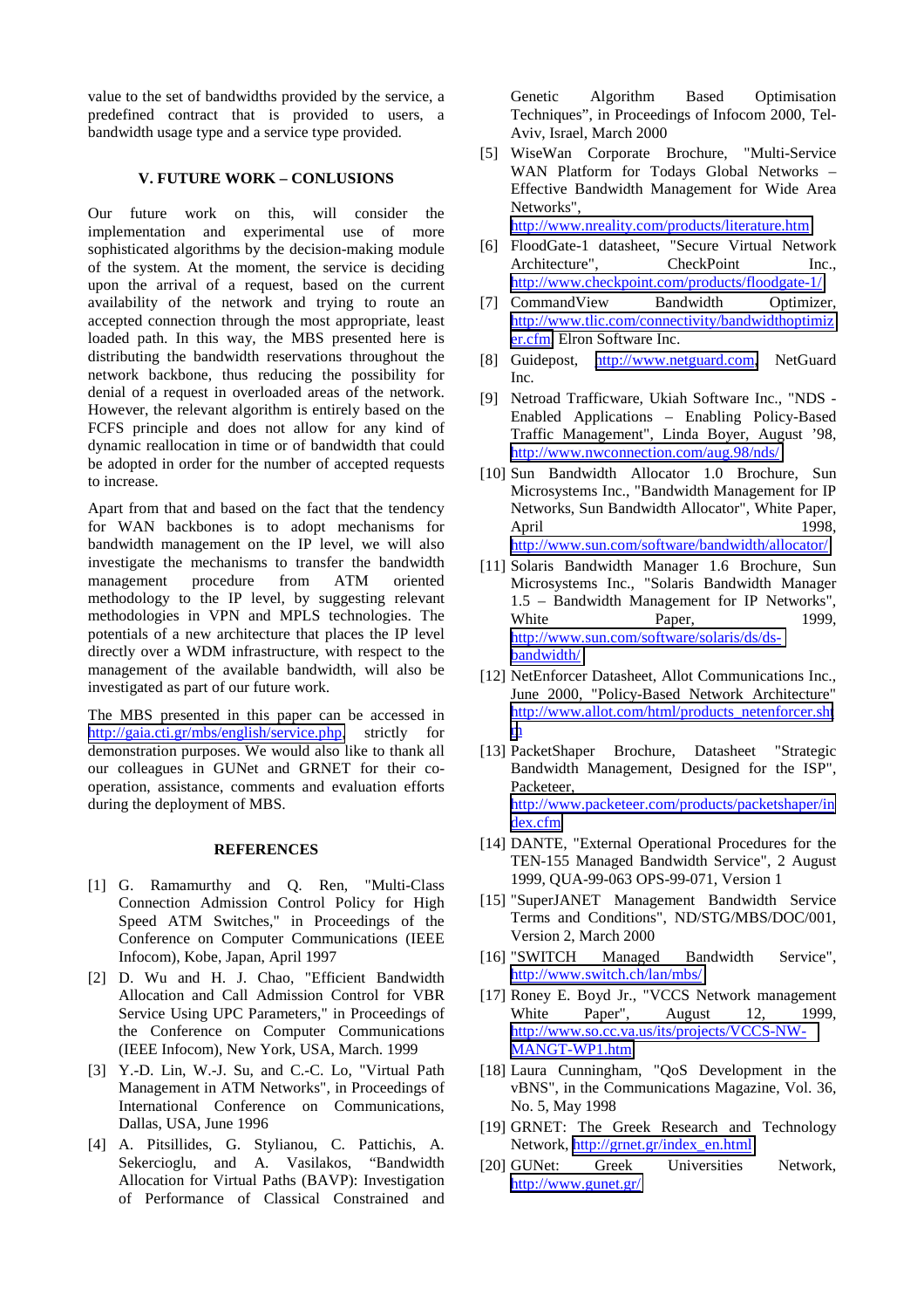value to the set of bandwidths provided by the service, a predefined contract that is provided to users, a bandwidth usage type and a service type provided.

## V. FUTURE WORK – CONLUSIONS

Our future work on this, will consider the implementation and experimental use of more sophisticated algorithms by the decision-making module of the system. At the moment, the service is deciding upon the arrival of a request, based on the current availability of the network and trying to route an accepted connection through the most appropriate, least loaded path. In this way, the MBS presented here is distributing the bandwidth reservations throughout the network backbone, thus reducing the possibility for denial of a request in overloaded areas of the network. However, the relevant algorithm is entirely based on the FCFS principle and does not allow for any kind of dynamic reallocation in time or of bandwidth that could be adopted in order for the number of accepted requests to increase.

Apart from that and based on the fact that the tendency for WAN backbones is to adopt mechanisms for bandwidth management on the IP level, we will also investigate the mechanisms to transfer the bandwidth management procedure from ATM oriented methodology to the IP level, by suggesting relevant methodologies in VPN and MPLS technologies. The potentials of a new architecture that places the IP level directly over a WDM infrastructure, with respect to the management of the available bandwidth, will also be investigated as part of our future work.

The MBS presented in this paper can be accessed in http://gaia.cti.gr/mbs/english/service.php, strictly for demonstration purposes. We would also like to thank all our colleagues in GUNet and GRNET for their co-operation, assistance, comments and evaluation efforts during the deployment of MBS.

## REFERENCES

[1] G. Ramamurthy and Q. Ren, "Multi-Class Connection Admission Control Policy for High Speed ATM Switches," in Proceedings of the Conference on Computer Communications (IEEE Infocom), Kobe, Japan, April 1997

[2] D. Wu and H. J. Chao, "Efficient Bandwidth Allocation and Call Admission Control for VBR Service Using UPC Parameters," in Proceedings of the Conference on Computer Communications (IEEE Infocom), New York, USA, March. 1999

[3] Y.-D. Lin, W.-J. Su, and C.-C. Lo, "Virtual Path Management in ATM Networks", in Proceedings of International Conference on Communications, Dallas, USA, June 1996

[4] A. Pitsillides, G. Stylianou, C. Pattichis, A. Sekercioglu, and A. Vasilakos, "Bandwidth Allocation for Virtual Paths (BAVP): Investigation of Performance of Classical Constrained and Genetic Algorithm Based Optimisation Techniques", in Proceedings of Infocom 2000, Tel-Aviv, Israel, March 2000

[5] WiseWan Corporate Brochure, "Multi-Service WAN Platform for Todays Global Networks – Effective Bandwidth Management for Wide Area Networks", http://www.nreality.com/products/literature.htm

[6] FloodGate-1 datasheet, "Secure Virtual Network Architecture", CheckPoint Inc., http://www.checkpoint.com/products/floodgate-1/

[7] CommandView Bandwidth Optimizer, http://www.tlic.com/connectivity/bandwidthoptimizer.cfm, Elron Software Inc.

[8] Guidepost, http://www.netguard.com, NetGuard Inc.

[9] Netroad Trafficware, Ukiah Software Inc., "NDS - Enabled Applications – Enabling Policy-Based Traffic Management", Linda Boyer, August '98, http://www.nwconnection.com/aug.98/nds/

[10] Sun Bandwidth Allocator 1.0 Brochure, Sun Microsystems Inc., "Bandwidth Management for IP Networks, Sun Bandwidth Allocator", White Paper, April 1998, http://www.sun.com/software/bandwidth/allocator/

[11] Solaris Bandwidth Manager 1.6 Brochure, Sun Microsystems Inc., "Solaris Bandwidth Manager 1.5 – Bandwidth Management for IP Networks", White Paper, 1999, http://www.sun.com/software/solaris/ds/ds-bandwidth/

[12] NetEnforcer Datasheet, Allot Communications Inc., June 2000, "Policy-Based Network Architecture" http://www.allot.com/html/products_netenforcer.shtm

[13] PacketShaper Brochure, Datasheet "Strategic Bandwidth Management, Designed for the ISP", Packeteer, http://www.packeteer.com/products/packetshaper/index.cfm

[14] DANTE, "External Operational Procedures for the TEN-155 Managed Bandwidth Service", 2 August 1999, QUA-99-063 OPS-99-071, Version 1

[15] "SuperJANET Management Bandwidth Service Terms and Conditions", ND/STG/MBS/DOC/001, Version 2, March 2000

[16] "SWITCH Managed Bandwidth Service", http://www.switch.ch/lan/mbs/

[17] Roney E. Boyd Jr., "VCCS Network management White Paper", August 12, 1999, http://www.so.cc.va.us/its/projects/VCCS-NW-MANGT-WP1.htm

[18] Laura Cunningham, "QoS Development in the vBNS", in the Communications Magazine, Vol. 36, No. 5, May 1998

[19] GRNET: The Greek Research and Technology Network, http://grnet.gr/index_en.html

[20] GUNet: Greek Universities Network, http://www.gunet.gr/